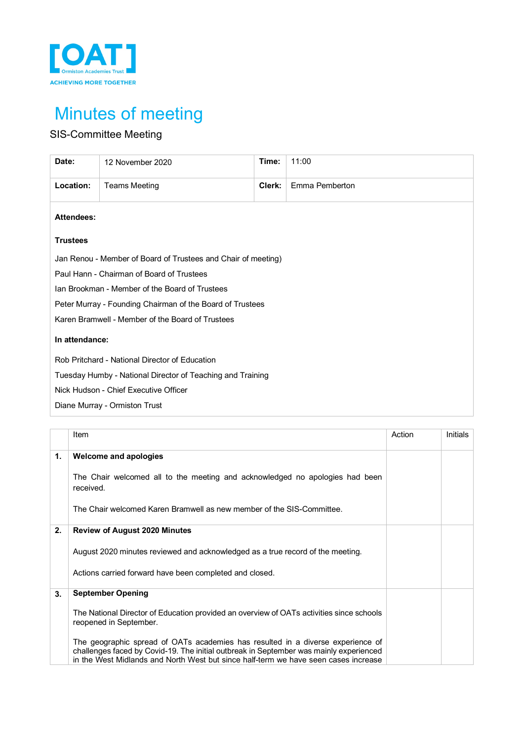[OAT]
Ormiston Academies Trust
ACHIEVING MORE TOGETHER

# Minutes of meeting

SIS-Committee Meeting

| | | | |
|---|---|---|---|
| **Date:** | 12 November 2020 | **Time:** | 11:00 |
| **Location:** | Teams Meeting | **Clerk:** | Emma Pemberton |

**Attendees:**

**Trustees**

Jan Renou - Member of Board of Trustees and Chair of meeting)

Paul Hann - Chairman of Board of Trustees

Ian Brookman - Member of the Board of Trustees

Peter Murray - Founding Chairman of the Board of Trustees

Karen Bramwell - Member of the Board of Trustees

**In attendance:**

Rob Pritchard - National Director of Education

Tuesday Humby - National Director of Teaching and Training

Nick Hudson - Chief Executive Officer

Diane Murray - Ormiston Trust

| | Item | Action | Initials |
|---|---|---|---|
| **1.** | **Welcome and apologies**<br><br>The Chair welcomed all to the meeting and acknowledged no apologies had been received.<br><br>The Chair welcomed Karen Bramwell as new member of the SIS-Committee. | | |
| **2.** | **Review of August 2020 Minutes**<br><br>August 2020 minutes reviewed and acknowledged as a true record of the meeting.<br><br>Actions carried forward have been completed and closed. | | |
| **3.** | **September Opening**<br><br>The National Director of Education provided an overview of OATs activities since schools reopened in September.<br><br>The geographic spread of OATs academies has resulted in a diverse experience of challenges faced by Covid-19. The initial outbreak in September was mainly experienced in the West Midlands and North West but since half-term we have seen cases increase | | |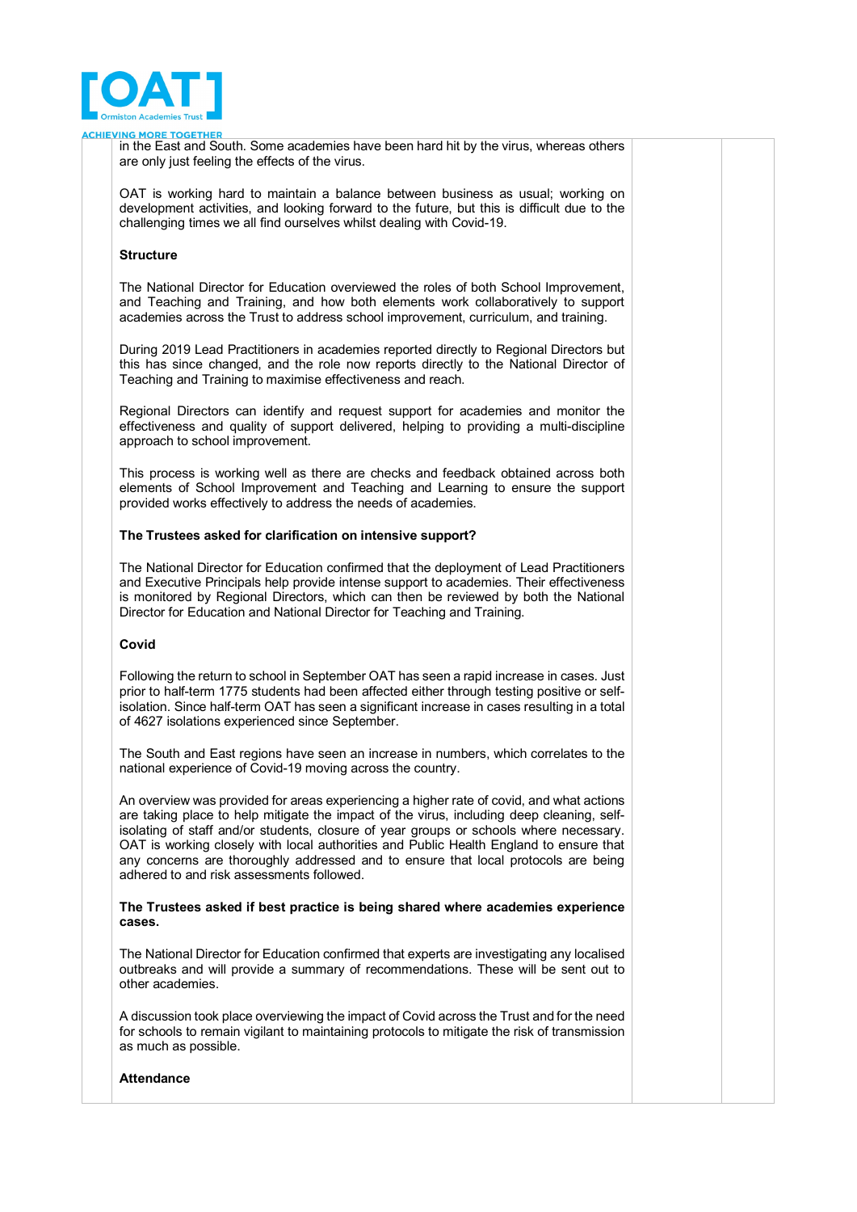in the East and South. Some academies have been hard hit by the virus, whereas others are only just feeling the effects of the virus.

OAT is working hard to maintain a balance between business as usual; working on development activities, and looking forward to the future, but this is difficult due to the challenging times we all find ourselves whilst dealing with Covid-19.

**Structure**

The National Director for Education overviewed the roles of both School Improvement, and Teaching and Training, and how both elements work collaboratively to support academies across the Trust to address school improvement, curriculum, and training.

During 2019 Lead Practitioners in academies reported directly to Regional Directors but this has since changed, and the role now reports directly to the National Director of Teaching and Training to maximise effectiveness and reach.

Regional Directors can identify and request support for academies and monitor the effectiveness and quality of support delivered, helping to providing a multi-discipline approach to school improvement.

This process is working well as there are checks and feedback obtained across both elements of School Improvement and Teaching and Learning to ensure the support provided works effectively to address the needs of academies.

**The Trustees asked for clarification on intensive support?**

The National Director for Education confirmed that the deployment of Lead Practitioners and Executive Principals help provide intense support to academies. Their effectiveness is monitored by Regional Directors, which can then be reviewed by both the National Director for Education and National Director for Teaching and Training.

**Covid**

Following the return to school in September OAT has seen a rapid increase in cases. Just prior to half-term 1775 students had been affected either through testing positive or self-isolation. Since half-term OAT has seen a significant increase in cases resulting in a total of 4627 isolations experienced since September.

The South and East regions have seen an increase in numbers, which correlates to the national experience of Covid-19 moving across the country.

An overview was provided for areas experiencing a higher rate of covid, and what actions are taking place to help mitigate the impact of the virus, including deep cleaning, self-isolating of staff and/or students, closure of year groups or schools where necessary. OAT is working closely with local authorities and Public Health England to ensure that any concerns are thoroughly addressed and to ensure that local protocols are being adhered to and risk assessments followed.

**The Trustees asked if best practice is being shared where academies experience cases.**

The National Director for Education confirmed that experts are investigating any localised outbreaks and will provide a summary of recommendations. These will be sent out to other academies.

A discussion took place overviewing the impact of Covid across the Trust and for the need for schools to remain vigilant to maintaining protocols to mitigate the risk of transmission as much as possible.

**Attendance**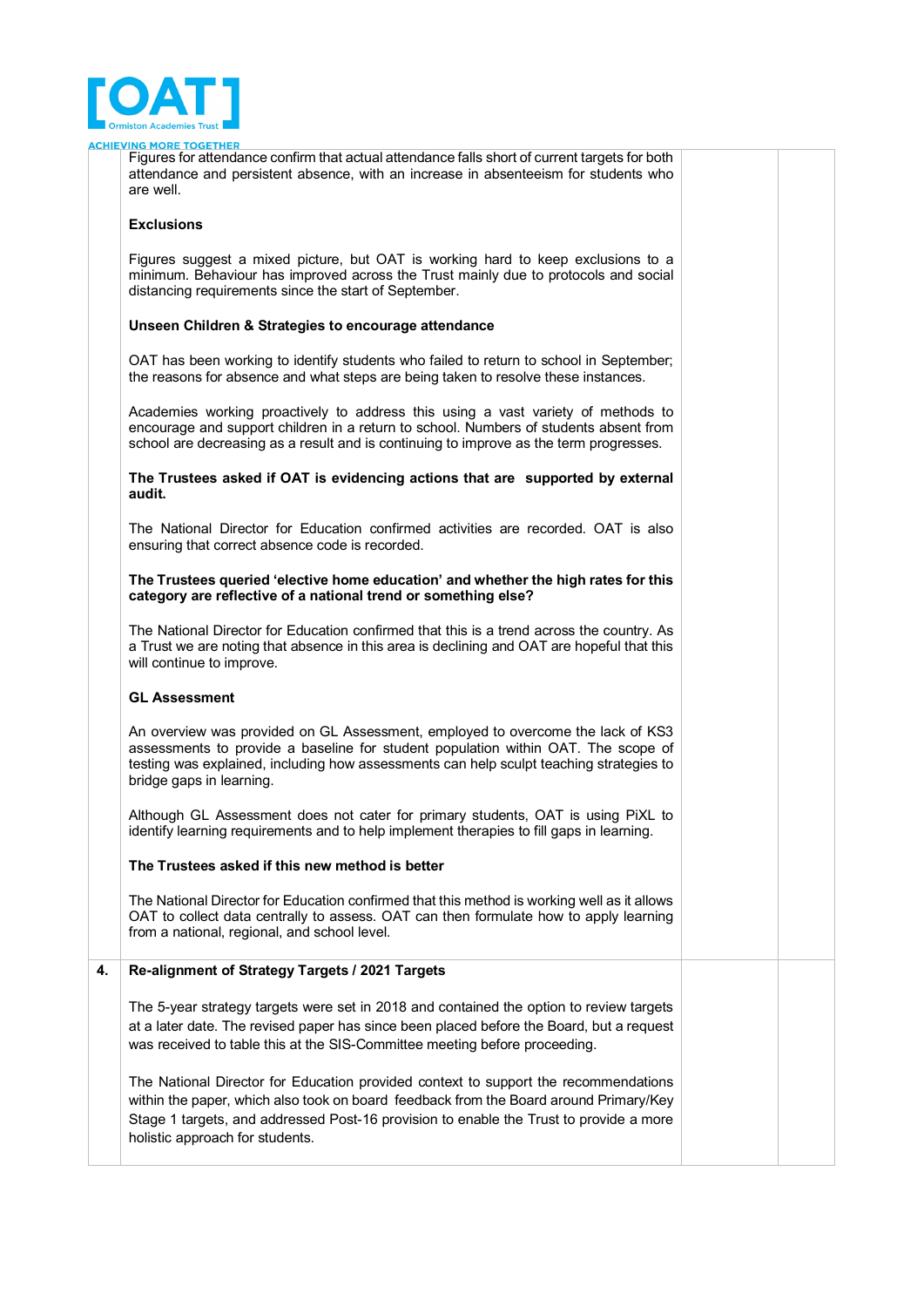Figures for attendance confirm that actual attendance falls short of current targets for both attendance and persistent absence, with an increase in absenteeism for students who are well.

**Exclusions**

Figures suggest a mixed picture, but OAT is working hard to keep exclusions to a minimum. Behaviour has improved across the Trust mainly due to protocols and social distancing requirements since the start of September.

**Unseen Children & Strategies to encourage attendance**

OAT has been working to identify students who failed to return to school in September; the reasons for absence and what steps are being taken to resolve these instances.

Academies working proactively to address this using a vast variety of methods to encourage and support children in a return to school. Numbers of students absent from school are decreasing as a result and is continuing to improve as the term progresses.

**The Trustees asked if OAT is evidencing actions that are supported by external audit.**

The National Director for Education confirmed activities are recorded. OAT is also ensuring that correct absence code is recorded.

**The Trustees queried 'elective home education' and whether the high rates for this category are reflective of a national trend or something else?**

The National Director for Education confirmed that this is a trend across the country. As a Trust we are noting that absence in this area is declining and OAT are hopeful that this will continue to improve.

**GL Assessment**

An overview was provided on GL Assessment, employed to overcome the lack of KS3 assessments to provide a baseline for student population within OAT. The scope of testing was explained, including how assessments can help sculpt teaching strategies to bridge gaps in learning.

Although GL Assessment does not cater for primary students, OAT is using PiXL to identify learning requirements and to help implement therapies to fill gaps in learning.

**The Trustees asked if this new method is better**

The National Director for Education confirmed that this method is working well as it allows OAT to collect data centrally to assess. OAT can then formulate how to apply learning from a national, regional, and school level.

**4. Re-alignment of Strategy Targets / 2021 Targets**

The 5-year strategy targets were set in 2018 and contained the option to review targets at a later date. The revised paper has since been placed before the Board, but a request was received to table this at the SIS-Committee meeting before proceeding.

The National Director for Education provided context to support the recommendations within the paper, which also took on board feedback from the Board around Primary/Key Stage 1 targets, and addressed Post-16 provision to enable the Trust to provide a more holistic approach for students.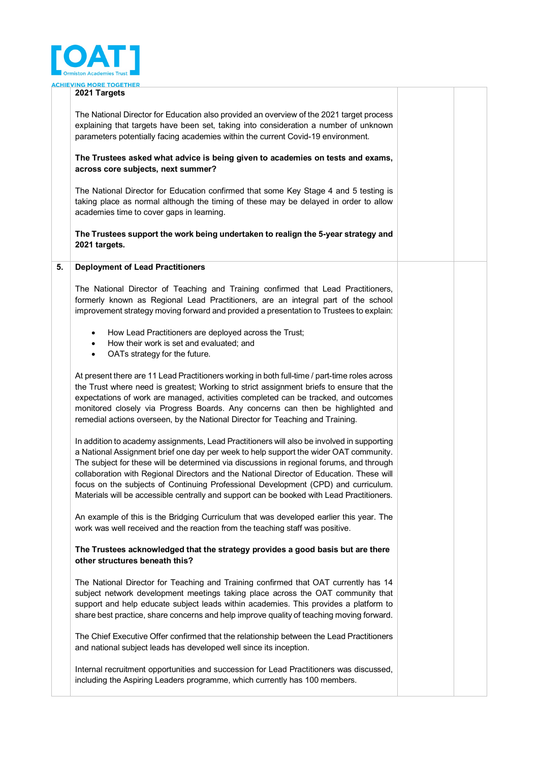**2021 Targets**

The National Director for Education also provided an overview of the 2021 target process explaining that targets have been set, taking into consideration a number of unknown parameters potentially facing academies within the current Covid-19 environment.

**The Trustees asked what advice is being given to academies on tests and exams, across core subjects, next summer?**

The National Director for Education confirmed that some Key Stage 4 and 5 testing is taking place as normal although the timing of these may be delayed in order to allow academies time to cover gaps in learning.

**The Trustees support the work being undertaken to realign the 5-year strategy and 2021 targets.**

**5. Deployment of Lead Practitioners**

The National Director of Teaching and Training confirmed that Lead Practitioners, formerly known as Regional Lead Practitioners, are an integral part of the school improvement strategy moving forward and provided a presentation to Trustees to explain:

- How Lead Practitioners are deployed across the Trust;
- How their work is set and evaluated; and
- OATs strategy for the future.

At present there are 11 Lead Practitioners working in both full-time / part-time roles across the Trust where need is greatest; Working to strict assignment briefs to ensure that the expectations of work are managed, activities completed can be tracked, and outcomes monitored closely via Progress Boards. Any concerns can then be highlighted and remedial actions overseen, by the National Director for Teaching and Training.

In addition to academy assignments, Lead Practitioners will also be involved in supporting a National Assignment brief one day per week to help support the wider OAT community. The subject for these will be determined via discussions in regional forums, and through collaboration with Regional Directors and the National Director of Education. These will focus on the subjects of Continuing Professional Development (CPD) and curriculum. Materials will be accessible centrally and support can be booked with Lead Practitioners.

An example of this is the Bridging Curriculum that was developed earlier this year. The work was well received and the reaction from the teaching staff was positive.

**The Trustees acknowledged that the strategy provides a good basis but are there other structures beneath this?**

The National Director for Teaching and Training confirmed that OAT currently has 14 subject network development meetings taking place across the OAT community that support and help educate subject leads within academies. This provides a platform to share best practice, share concerns and help improve quality of teaching moving forward.

The Chief Executive Offer confirmed that the relationship between the Lead Practitioners and national subject leads has developed well since its inception.

Internal recruitment opportunities and succession for Lead Practitioners was discussed, including the Aspiring Leaders programme, which currently has 100 members.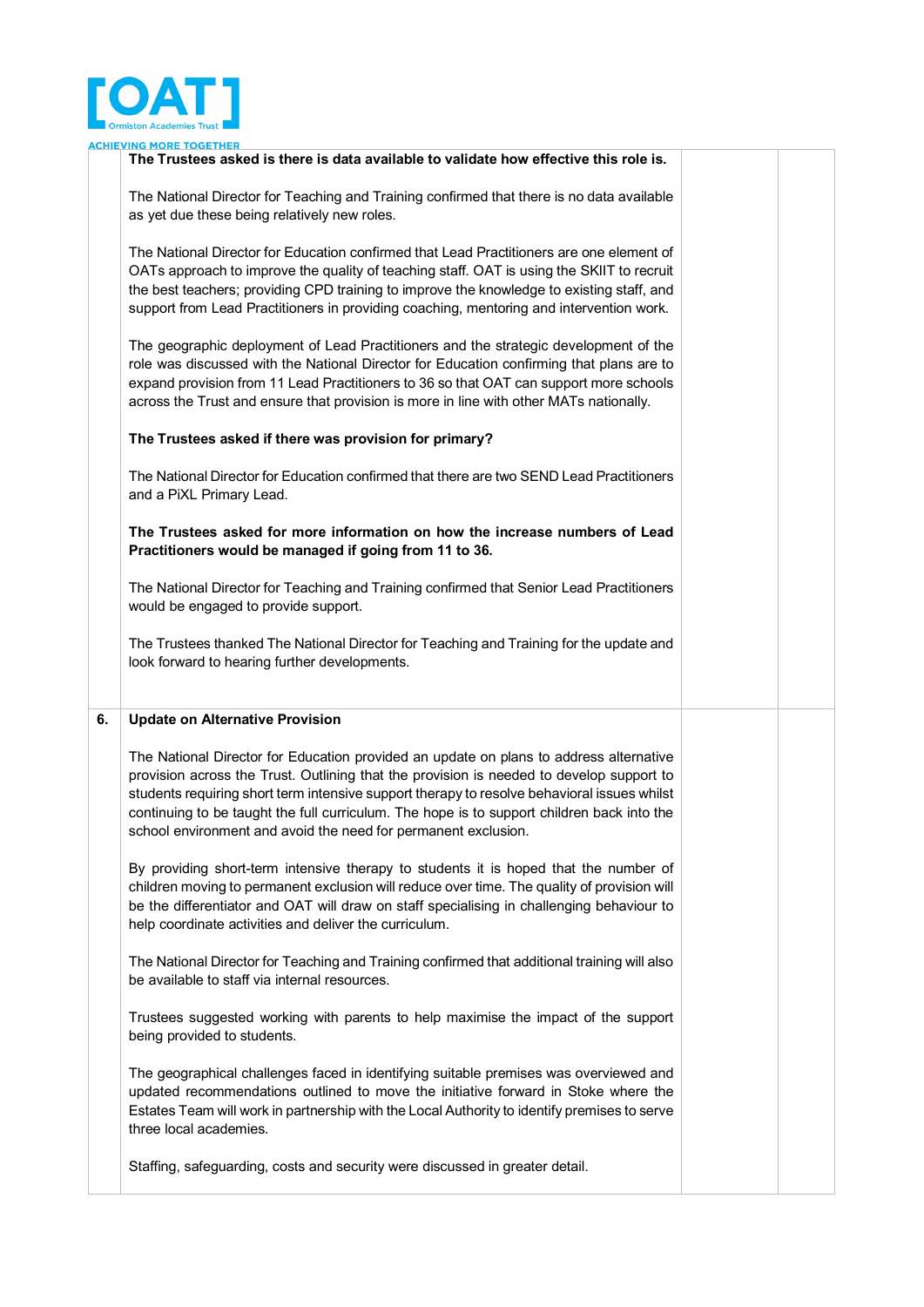| | | | |
|---|---|---|---|
| | **The Trustees asked is there is data available to validate how effective this role is.**<br><br>The National Director for Teaching and Training confirmed that there is no data available as yet due these being relatively new roles.<br><br>The National Director for Education confirmed that Lead Practitioners are one element of OATs approach to improve the quality of teaching staff. OAT is using the SKIIT to recruit the best teachers; providing CPD training to improve the knowledge to existing staff, and support from Lead Practitioners in providing coaching, mentoring and intervention work.<br><br>The geographic deployment of Lead Practitioners and the strategic development of the role was discussed with the National Director for Education confirming that plans are to expand provision from 11 Lead Practitioners to 36 so that OAT can support more schools across the Trust and ensure that provision is more in line with other MATs nationally.<br><br>**The Trustees asked if there was provision for primary?**<br><br>The National Director for Education confirmed that there are two SEND Lead Practitioners and a PiXL Primary Lead.<br><br>**The Trustees asked for more information on how the increase numbers of Lead Practitioners would be managed if going from 11 to 36.**<br><br>The National Director for Teaching and Training confirmed that Senior Lead Practitioners would be engaged to provide support.<br><br>The Trustees thanked The National Director for Teaching and Training for the update and look forward to hearing further developments. | | |
| 6. | **Update on Alternative Provision**<br><br>The National Director for Education provided an update on plans to address alternative provision across the Trust. Outlining that the provision is needed to develop support to students requiring short term intensive support therapy to resolve behavioral issues whilst continuing to be taught the full curriculum. The hope is to support children back into the school environment and avoid the need for permanent exclusion.<br><br>By providing short-term intensive therapy to students it is hoped that the number of children moving to permanent exclusion will reduce over time. The quality of provision will be the differentiator and OAT will draw on staff specialising in challenging behaviour to help coordinate activities and deliver the curriculum.<br><br>The National Director for Teaching and Training confirmed that additional training will also be available to staff via internal resources.<br><br>Trustees suggested working with parents to help maximise the impact of the support being provided to students.<br><br>The geographical challenges faced in identifying suitable premises was overviewed and updated recommendations outlined to move the initiative forward in Stoke where the Estates Team will work in partnership with the Local Authority to identify premises to serve three local academies.<br><br>Staffing, safeguarding, costs and security were discussed in greater detail. | | |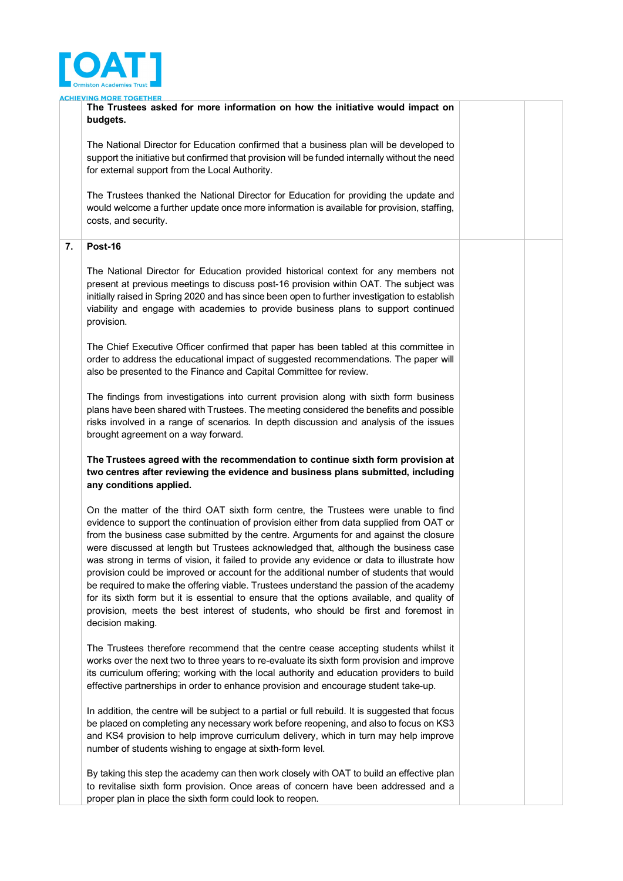| | | | |
|---|---|---|---|
| | **The Trustees asked for more information on how the initiative would impact on budgets.**<br><br>The National Director for Education confirmed that a business plan will be developed to support the initiative but confirmed that provision will be funded internally without the need for external support from the Local Authority.<br><br>The Trustees thanked the National Director for Education for providing the update and would welcome a further update once more information is available for provision, staffing, costs, and security. | | |
| **7.** | **Post-16**<br><br>The National Director for Education provided historical context for any members not present at previous meetings to discuss post-16 provision within OAT. The subject was initially raised in Spring 2020 and has since been open to further investigation to establish viability and engage with academies to provide business plans to support continued provision.<br><br>The Chief Executive Officer confirmed that paper has been tabled at this committee in order to address the educational impact of suggested recommendations. The paper will also be presented to the Finance and Capital Committee for review.<br><br>The findings from investigations into current provision along with sixth form business plans have been shared with Trustees. The meeting considered the benefits and possible risks involved in a range of scenarios. In depth discussion and analysis of the issues brought agreement on a way forward.<br><br>**The Trustees agreed with the recommendation to continue sixth form provision at two centres after reviewing the evidence and business plans submitted, including any conditions applied.**<br><br>On the matter of the third OAT sixth form centre, the Trustees were unable to find evidence to support the continuation of provision either from data supplied from OAT or from the business case submitted by the centre. Arguments for and against the closure were discussed at length but Trustees acknowledged that, although the business case was strong in terms of vision, it failed to provide any evidence or data to illustrate how provision could be improved or account for the additional number of students that would be required to make the offering viable. Trustees understand the passion of the academy for its sixth form but it is essential to ensure that the options available, and quality of provision, meets the best interest of students, who should be first and foremost in decision making.<br><br>The Trustees therefore recommend that the centre cease accepting students whilst it works over the next two to three years to re-evaluate its sixth form provision and improve its curriculum offering; working with the local authority and education providers to build effective partnerships in order to enhance provision and encourage student take-up.<br><br>In addition, the centre will be subject to a partial or full rebuild. It is suggested that focus be placed on completing any necessary work before reopening, and also to focus on KS3 and KS4 provision to help improve curriculum delivery, which in turn may help improve number of students wishing to engage at sixth-form level.<br><br>By taking this step the academy can then work closely with OAT to build an effective plan to revitalise sixth form provision. Once areas of concern have been addressed and a proper plan in place the sixth form could look to reopen. | | |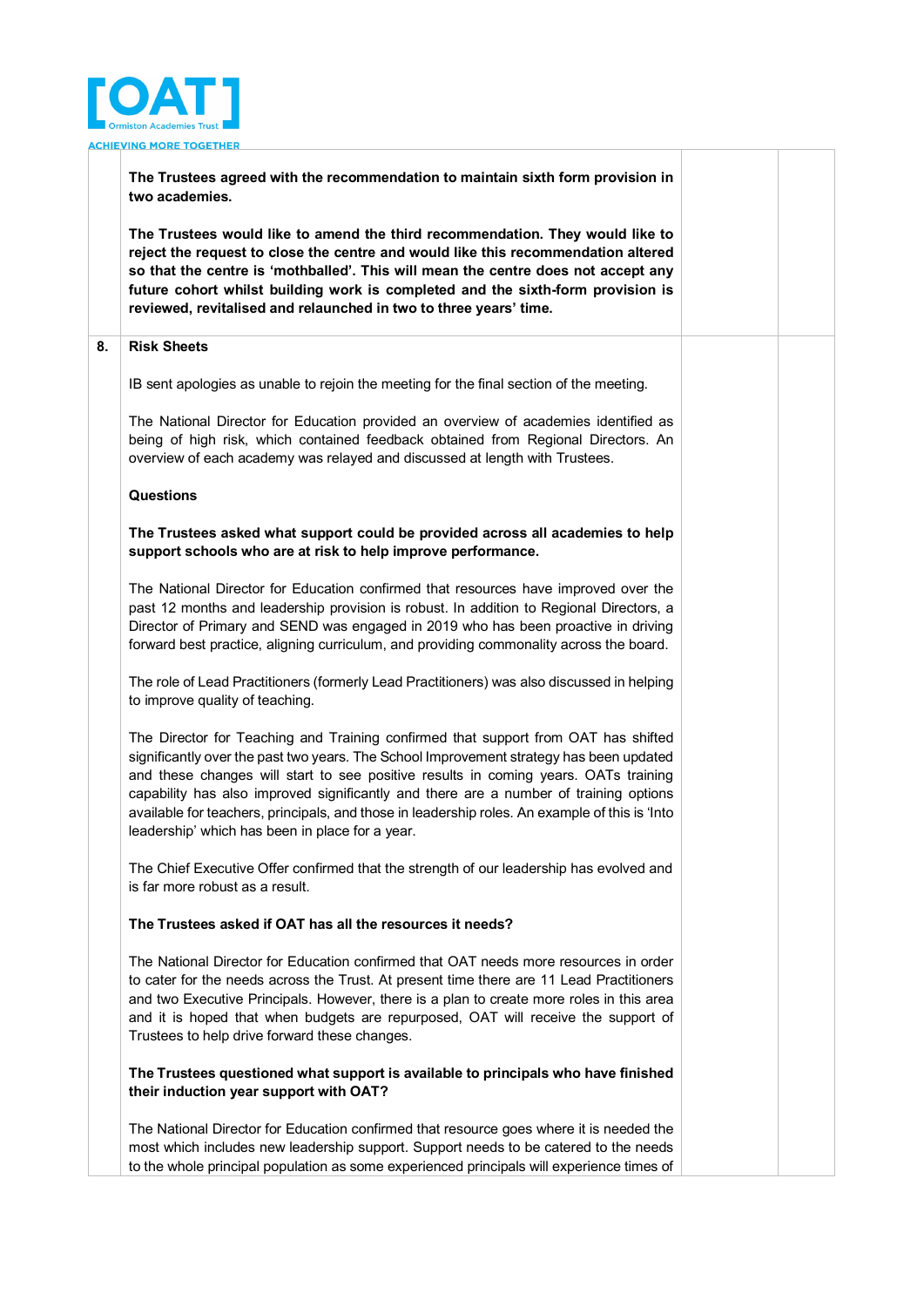| | | | |
|---|---|---|---|
| | **The Trustees agreed with the recommendation to maintain sixth form provision in two academies.**<br><br>**The Trustees would like to amend the third recommendation. They would like to reject the request to close the centre and would like this recommendation altered so that the centre is 'mothballed'. This will mean the centre does not accept any future cohort whilst building work is completed and the sixth-form provision is reviewed, revitalised and relaunched in two to three years' time.** | | |
| **8.** | **Risk Sheets**<br><br>IB sent apologies as unable to rejoin the meeting for the final section of the meeting.<br><br>The National Director for Education provided an overview of academies identified as being of high risk, which contained feedback obtained from Regional Directors. An overview of each academy was relayed and discussed at length with Trustees.<br><br>**Questions**<br><br>**The Trustees asked what support could be provided across all academies to help support schools who are at risk to help improve performance.**<br><br>The National Director for Education confirmed that resources have improved over the past 12 months and leadership provision is robust. In addition to Regional Directors, a Director of Primary and SEND was engaged in 2019 who has been proactive in driving forward best practice, aligning curriculum, and providing commonality across the board.<br><br>The role of Lead Practitioners (formerly Lead Practitioners) was also discussed in helping to improve quality of teaching.<br><br>The Director for Teaching and Training confirmed that support from OAT has shifted significantly over the past two years. The School Improvement strategy has been updated and these changes will start to see positive results in coming years. OATs training capability has also improved significantly and there are a number of training options available for teachers, principals, and those in leadership roles. An example of this is 'Into leadership' which has been in place for a year.<br><br>The Chief Executive Offer confirmed that the strength of our leadership has evolved and is far more robust as a result.<br><br>**The Trustees asked if OAT has all the resources it needs?**<br><br>The National Director for Education confirmed that OAT needs more resources in order to cater for the needs across the Trust. At present time there are 11 Lead Practitioners and two Executive Principals. However, there is a plan to create more roles in this area and it is hoped that when budgets are repurposed, OAT will receive the support of Trustees to help drive forward these changes.<br><br>**The Trustees questioned what support is available to principals who have finished their induction year support with OAT?**<br><br>The National Director for Education confirmed that resource goes where it is needed the most which includes new leadership support. Support needs to be catered to the needs to the whole principal population as some experienced principals will experience times of | | |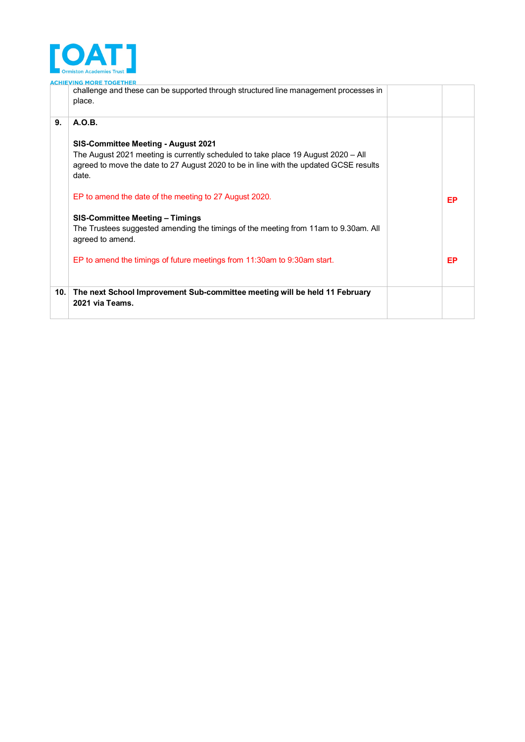| | | | |
|---|---|---|---|
| | challenge and these can be supported through structured line management processes in place. | | |
| **9.** | **A.O.B.**<br><br>**SIS-Committee Meeting - August 2021**<br>The August 2021 meeting is currently scheduled to take place 19 August 2020 – All agreed to move the date to 27 August 2020 to be in line with the updated GCSE results date.<br><br>EP to amend the date of the meeting to 27 August 2020.<br><br>**SIS-Committee Meeting – Timings**<br>The Trustees suggested amending the timings of the meeting from 11am to 9.30am. All agreed to amend.<br><br>EP to amend the timings of future meetings from 11:30am to 9:30am start. | | **EP**<br><br>**EP** |
| **10.** | **The next School Improvement Sub-committee meeting will be held 11 February 2021 via Teams.** | | |